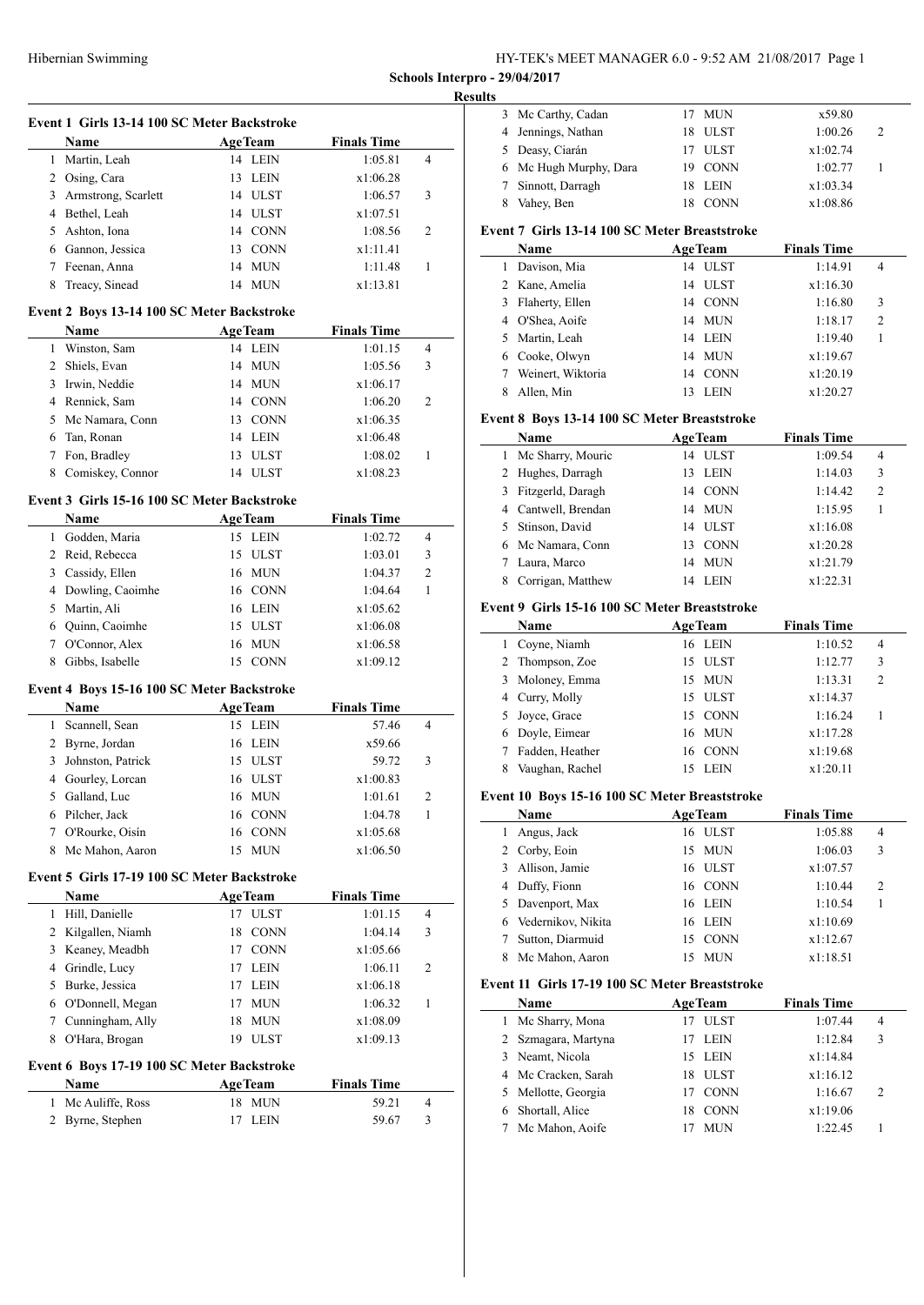Hibernian Swimming

**Schools Interpro - 29/04/2017**

**Results**

### Event 1 Girls 13-14 100 SC Meter Backstroke

| | Name | Age | Team | Finals Time | |
|---|---|---|---|---|---|
| 1 | Martin, Leah | 14 | LEIN | 1:05.81 | 4 |
| 2 | Osing, Cara | 13 | LEIN | x1:06.28 | |
| 3 | Armstrong, Scarlett | 14 | ULST | 1:06.57 | 3 |
| 4 | Bethel, Leah | 14 | ULST | x1:07.51 | |
| 5 | Ashton, Iona | 14 | CONN | 1:08.56 | 2 |
| 6 | Gannon, Jessica | 13 | CONN | x1:11.41 | |
| 7 | Feenan, Anna | 14 | MUN | 1:11.48 | 1 |
| 8 | Treacy, Sinead | 14 | MUN | x1:13.81 | |

### Event 2 Boys 13-14 100 SC Meter Backstroke

| | Name | Age | Team | Finals Time | |
|---|---|---|---|---|---|
| 1 | Winston, Sam | 14 | LEIN | 1:01.15 | 4 |
| 2 | Shiels, Evan | 14 | MUN | 1:05.56 | 3 |
| 3 | Irwin, Neddie | 14 | MUN | x1:06.17 | |
| 4 | Rennick, Sam | 14 | CONN | 1:06.20 | 2 |
| 5 | Mc Namara, Conn | 13 | CONN | x1:06.35 | |
| 6 | Tan, Ronan | 14 | LEIN | x1:06.48 | |
| 7 | Fon, Bradley | 13 | ULST | 1:08.02 | 1 |
| 8 | Comiskey, Connor | 14 | ULST | x1:08.23 | |

### Event 3 Girls 15-16 100 SC Meter Backstroke

| | Name | Age | Team | Finals Time | |
|---|---|---|---|---|---|
| 1 | Godden, Maria | 15 | LEIN | 1:02.72 | 4 |
| 2 | Reid, Rebecca | 15 | ULST | 1:03.01 | 3 |
| 3 | Cassidy, Ellen | 16 | MUN | 1:04.37 | 2 |
| 4 | Dowling, Caoimhe | 16 | CONN | 1:04.64 | 1 |
| 5 | Martin, Ali | 16 | LEIN | x1:05.62 | |
| 6 | Quinn, Caoimhe | 15 | ULST | x1:06.08 | |
| 7 | O'Connor, Alex | 16 | MUN | x1:06.58 | |
| 8 | Gibbs, Isabelle | 15 | CONN | x1:09.12 | |

### Event 4 Boys 15-16 100 SC Meter Backstroke

| | Name | Age | Team | Finals Time | |
|---|---|---|---|---|---|
| 1 | Scannell, Sean | 15 | LEIN | 57.46 | 4 |
| 2 | Byrne, Jordan | 16 | LEIN | x59.66 | |
| 3 | Johnston, Patrick | 15 | ULST | 59.72 | 3 |
| 4 | Gourley, Lorcan | 16 | ULST | x1:00.83 | |
| 5 | Galland, Luc | 16 | MUN | 1:01.61 | 2 |
| 6 | Pilcher, Jack | 16 | CONN | 1:04.78 | 1 |
| 7 | O'Rourke, Oisín | 16 | CONN | x1:05.68 | |
| 8 | Mc Mahon, Aaron | 15 | MUN | x1:06.50 | |

### Event 5 Girls 17-19 100 SC Meter Backstroke

| | Name | Age | Team | Finals Time | |
|---|---|---|---|---|---|
| 1 | Hill, Danielle | 17 | ULST | 1:01.15 | 4 |
| 2 | Kilgallen, Niamh | 18 | CONN | 1:04.14 | 3 |
| 3 | Keaney, Meadbh | 17 | CONN | x1:05.66 | |
| 4 | Grindle, Lucy | 17 | LEIN | 1:06.11 | 2 |
| 5 | Burke, Jessica | 17 | LEIN | x1:06.18 | |
| 6 | O'Donnell, Megan | 17 | MUN | 1:06.32 | 1 |
| 7 | Cunningham, Ally | 18 | MUN | x1:08.09 | |
| 8 | O'Hara, Brogan | 19 | ULST | x1:09.13 | |

### Event 6 Boys 17-19 100 SC Meter Backstroke

| | Name | Age | Team | Finals Time | |
|---|---|---|---|---|---|
| 1 | Mc Auliffe, Ross | 18 | MUN | 59.21 | 4 |
| 2 | Byrne, Stephen | 17 | LEIN | 59.67 | 3 |
| 3 | Mc Carthy, Cadan | 17 | MUN | x59.80 | |
| 4 | Jennings, Nathan | 18 | ULST | 1:00.26 | 2 |
| 5 | Deasy, Ciarán | 17 | ULST | x1:02.74 | |
| 6 | Mc Hugh Murphy, Dara | 19 | CONN | 1:02.77 | 1 |
| 7 | Sinnott, Darragh | 18 | LEIN | x1:03.34 | |
| 8 | Vahey, Ben | 18 | CONN | x1:08.86 | |

### Event 7 Girls 13-14 100 SC Meter Breaststroke

| | Name | Age | Team | Finals Time | |
|---|---|---|---|---|---|
| 1 | Davison, Mia | 14 | ULST | 1:14.91 | 4 |
| 2 | Kane, Amelia | 14 | ULST | x1:16.30 | |
| 3 | Flaherty, Ellen | 14 | CONN | 1:16.80 | 3 |
| 4 | O'Shea, Aoife | 14 | MUN | 1:18.17 | 2 |
| 5 | Martin, Leah | 14 | LEIN | 1:19.40 | 1 |
| 6 | Cooke, Olwyn | 14 | MUN | x1:19.67 | |
| 7 | Weinert, Wiktoria | 14 | CONN | x1:20.19 | |
| 8 | Allen, Min | 13 | LEIN | x1:20.27 | |

### Event 8 Boys 13-14 100 SC Meter Breaststroke

| | Name | Age | Team | Finals Time | |
|---|---|---|---|---|---|
| 1 | Mc Sharry, Mouric | 14 | ULST | 1:09.54 | 4 |
| 2 | Hughes, Darragh | 13 | LEIN | 1:14.03 | 3 |
| 3 | Fitzgerld, Daragh | 14 | CONN | 1:14.42 | 2 |
| 4 | Cantwell, Brendan | 14 | MUN | 1:15.95 | 1 |
| 5 | Stinson, David | 14 | ULST | x1:16.08 | |
| 6 | Mc Namara, Conn | 13 | CONN | x1:20.28 | |
| 7 | Laura, Marco | 14 | MUN | x1:21.79 | |
| 8 | Corrigan, Matthew | 14 | LEIN | x1:22.31 | |

### Event 9 Girls 15-16 100 SC Meter Breaststroke

| | Name | Age | Team | Finals Time | |
|---|---|---|---|---|---|
| 1 | Coyne, Niamh | 16 | LEIN | 1:10.52 | 4 |
| 2 | Thompson, Zoe | 15 | ULST | 1:12.77 | 3 |
| 3 | Moloney, Emma | 15 | MUN | 1:13.31 | 2 |
| 4 | Curry, Molly | 15 | ULST | x1:14.37 | |
| 5 | Joyce, Grace | 15 | CONN | 1:16.24 | 1 |
| 6 | Doyle, Eimear | 16 | MUN | x1:17.28 | |
| 7 | Fadden, Heather | 16 | CONN | x1:19.68 | |
| 8 | Vaughan, Rachel | 15 | LEIN | x1:20.11 | |

### Event 10 Boys 15-16 100 SC Meter Breaststroke

| | Name | Age | Team | Finals Time | |
|---|---|---|---|---|---|
| 1 | Angus, Jack | 16 | ULST | 1:05.88 | 4 |
| 2 | Corby, Eoin | 15 | MUN | 1:06.03 | 3 |
| 3 | Allison, Jamie | 16 | ULST | x1:07.57 | |
| 4 | Duffy, Fionn | 16 | CONN | 1:10.44 | 2 |
| 5 | Davenport, Max | 16 | LEIN | 1:10.54 | 1 |
| 6 | Vedernikov, Nikita | 16 | LEIN | x1:10.69 | |
| 7 | Sutton, Diarmuid | 15 | CONN | x1:12.67 | |
| 8 | Mc Mahon, Aaron | 15 | MUN | x1:18.51 | |

### Event 11 Girls 17-19 100 SC Meter Breaststroke

| | Name | Age | Team | Finals Time | |
|---|---|---|---|---|---|
| 1 | Mc Sharry, Mona | 17 | ULST | 1:07.44 | 4 |
| 2 | Szmagara, Martyna | 17 | LEIN | 1:12.84 | 3 |
| 3 | Neamt, Nicola | 15 | LEIN | x1:14.84 | |
| 4 | Mc Cracken, Sarah | 18 | ULST | x1:16.12 | |
| 5 | Mellotte, Georgia | 17 | CONN | 1:16.67 | 2 |
| 6 | Shortall, Alice | 18 | CONN | x1:19.06 | |
| 7 | Mc Mahon, Aoife | 17 | MUN | 1:22.45 | 1 |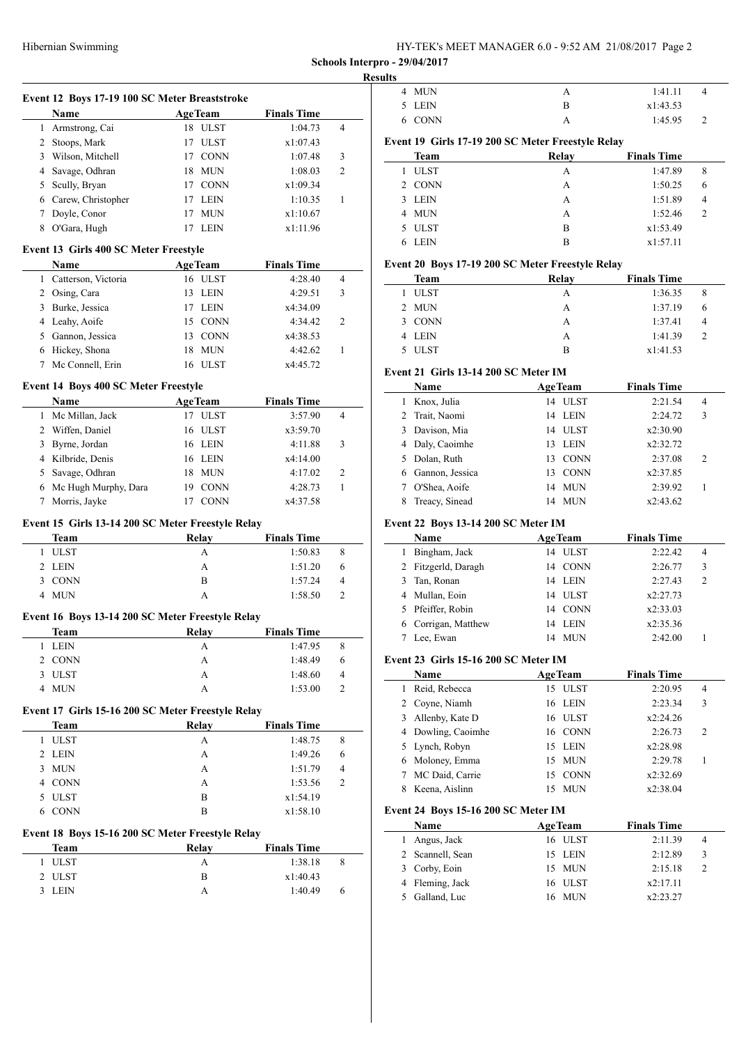Schools Interpro - 29/04/2017

Results

### Event 12 Boys 17-19 100 SC Meter Breaststroke

| | Name | Age | Team | Finals Time | |
|---|---|---|---|---|---|
| 1 | Armstrong, Cai | 18 | ULST | 1:04.73 | 4 |
| 2 | Stoops, Mark | 17 | ULST | x1:07.43 | |
| 3 | Wilson, Mitchell | 17 | CONN | 1:07.48 | 3 |
| 4 | Savage, Odhran | 18 | MUN | 1:08.03 | 2 |
| 5 | Scully, Bryan | 17 | CONN | x1:09.34 | |
| 6 | Carew, Christopher | 17 | LEIN | 1:10.35 | 1 |
| 7 | Doyle, Conor | 17 | MUN | x1:10.67 | |
| 8 | O'Gara, Hugh | 17 | LEIN | x1:11.96 | |

### Event 13 Girls 400 SC Meter Freestyle

| | Name | Age | Team | Finals Time | |
|---|---|---|---|---|---|
| 1 | Catterson, Victoria | 16 | ULST | 4:28.40 | 4 |
| 2 | Osing, Cara | 13 | LEIN | 4:29.51 | 3 |
| 3 | Burke, Jessica | 17 | LEIN | x4:34.09 | |
| 4 | Leahy, Aoife | 15 | CONN | 4:34.42 | 2 |
| 5 | Gannon, Jessica | 13 | CONN | x4:38.53 | |
| 6 | Hickey, Shona | 18 | MUN | 4:42.62 | 1 |
| 7 | Mc Connell, Erin | 16 | ULST | x4:45.72 | |

### Event 14 Boys 400 SC Meter Freestyle

| | Name | Age | Team | Finals Time | |
|---|---|---|---|---|---|
| 1 | Mc Millan, Jack | 17 | ULST | 3:57.90 | 4 |
| 2 | Wiffen, Daniel | 16 | ULST | x3:59.70 | |
| 3 | Byrne, Jordan | 16 | LEIN | 4:11.88 | 3 |
| 4 | Kilbride, Denis | 16 | LEIN | x4:14.00 | |
| 5 | Savage, Odhran | 18 | MUN | 4:17.02 | 2 |
| 6 | Mc Hugh Murphy, Dara | 19 | CONN | 4:28.73 | 1 |
| 7 | Morris, Jayke | 17 | CONN | x4:37.58 | |

### Event 15 Girls 13-14 200 SC Meter Freestyle Relay

| | Team | Relay | Finals Time | |
|---|---|---|---|---|
| 1 | ULST | A | 1:50.83 | 8 |
| 2 | LEIN | A | 1:51.20 | 6 |
| 3 | CONN | B | 1:57.24 | 4 |
| 4 | MUN | A | 1:58.50 | 2 |

### Event 16 Boys 13-14 200 SC Meter Freestyle Relay

| | Team | Relay | Finals Time | |
|---|---|---|---|---|
| 1 | LEIN | A | 1:47.95 | 8 |
| 2 | CONN | A | 1:48.49 | 6 |
| 3 | ULST | A | 1:48.60 | 4 |
| 4 | MUN | A | 1:53.00 | 2 |

### Event 17 Girls 15-16 200 SC Meter Freestyle Relay

| | Team | Relay | Finals Time | |
|---|---|---|---|---|
| 1 | ULST | A | 1:48.75 | 8 |
| 2 | LEIN | A | 1:49.26 | 6 |
| 3 | MUN | A | 1:51.79 | 4 |
| 4 | CONN | A | 1:53.56 | 2 |
| 5 | ULST | B | x1:54.19 | |
| 6 | CONN | B | x1:58.10 | |

### Event 18 Boys 15-16 200 SC Meter Freestyle Relay

| | Team | Relay | Finals Time | |
|---|---|---|---|---|
| 1 | ULST | A | 1:38.18 | 8 |
| 2 | ULST | B | x1:40.43 | |
| 3 | LEIN | A | 1:40.49 | 6 |
| 4 | MUN | A | 1:41.11 | 4 |
| 5 | LEIN | B | x1:43.53 | |
| 6 | CONN | A | 1:45.95 | 2 |

### Event 19 Girls 17-19 200 SC Meter Freestyle Relay

| | Team | Relay | Finals Time | |
|---|---|---|---|---|
| 1 | ULST | A | 1:47.89 | 8 |
| 2 | CONN | A | 1:50.25 | 6 |
| 3 | LEIN | A | 1:51.89 | 4 |
| 4 | MUN | A | 1:52.46 | 2 |
| 5 | ULST | B | x1:53.49 | |
| 6 | LEIN | B | x1:57.11 | |

### Event 20 Boys 17-19 200 SC Meter Freestyle Relay

| | Team | Relay | Finals Time | |
|---|---|---|---|---|
| 1 | ULST | A | 1:36.35 | 8 |
| 2 | MUN | A | 1:37.19 | 6 |
| 3 | CONN | A | 1:37.41 | 4 |
| 4 | LEIN | A | 1:41.39 | 2 |
| 5 | ULST | B | x1:41.53 | |

### Event 21 Girls 13-14 200 SC Meter IM

| | Name | Age | Team | Finals Time | |
|---|---|---|---|---|---|
| 1 | Knox, Julia | 14 | ULST | 2:21.54 | 4 |
| 2 | Trait, Naomi | 14 | LEIN | 2:24.72 | 3 |
| 3 | Davison, Mia | 14 | ULST | x2:30.90 | |
| 4 | Daly, Caoimhe | 13 | LEIN | x2:32.72 | |
| 5 | Dolan, Ruth | 13 | CONN | 2:37.08 | 2 |
| 6 | Gannon, Jessica | 13 | CONN | x2:37.85 | |
| 7 | O'Shea, Aoife | 14 | MUN | 2:39.92 | 1 |
| 8 | Treacy, Sinead | 14 | MUN | x2:43.62 | |

### Event 22 Boys 13-14 200 SC Meter IM

| | Name | Age | Team | Finals Time | |
|---|---|---|---|---|---|
| 1 | Bingham, Jack | 14 | ULST | 2:22.42 | 4 |
| 2 | Fitzgerld, Daragh | 14 | CONN | 2:26.77 | 3 |
| 3 | Tan, Ronan | 14 | LEIN | 2:27.43 | 2 |
| 4 | Mullan, Eoin | 14 | ULST | x2:27.73 | |
| 5 | Pfeiffer, Robin | 14 | CONN | x2:33.03 | |
| 6 | Corrigan, Matthew | 14 | LEIN | x2:35.36 | |
| 7 | Lee, Ewan | 14 | MUN | 2:42.00 | 1 |

### Event 23 Girls 15-16 200 SC Meter IM

| | Name | Age | Team | Finals Time | |
|---|---|---|---|---|---|
| 1 | Reid, Rebecca | 15 | ULST | 2:20.95 | 4 |
| 2 | Coyne, Niamh | 16 | LEIN | 2:23.34 | 3 |
| 3 | Allenby, Kate D | 16 | ULST | x2:24.26 | |
| 4 | Dowling, Caoimhe | 16 | CONN | 2:26.73 | 2 |
| 5 | Lynch, Robyn | 15 | LEIN | x2:28.98 | |
| 6 | Moloney, Emma | 15 | MUN | 2:29.78 | 1 |
| 7 | MC Daid, Carrie | 15 | CONN | x2:32.69 | |
| 8 | Keena, Aislinn | 15 | MUN | x2:38.04 | |

### Event 24 Boys 15-16 200 SC Meter IM

| | Name | Age | Team | Finals Time | |
|---|---|---|---|---|---|
| 1 | Angus, Jack | 16 | ULST | 2:11.39 | 4 |
| 2 | Scannell, Sean | 15 | LEIN | 2:12.89 | 3 |
| 3 | Corby, Eoin | 15 | MUN | 2:15.18 | 2 |
| 4 | Fleming, Jack | 16 | ULST | x2:17.11 | |
| 5 | Galland, Luc | 16 | MUN | x2:23.27 | |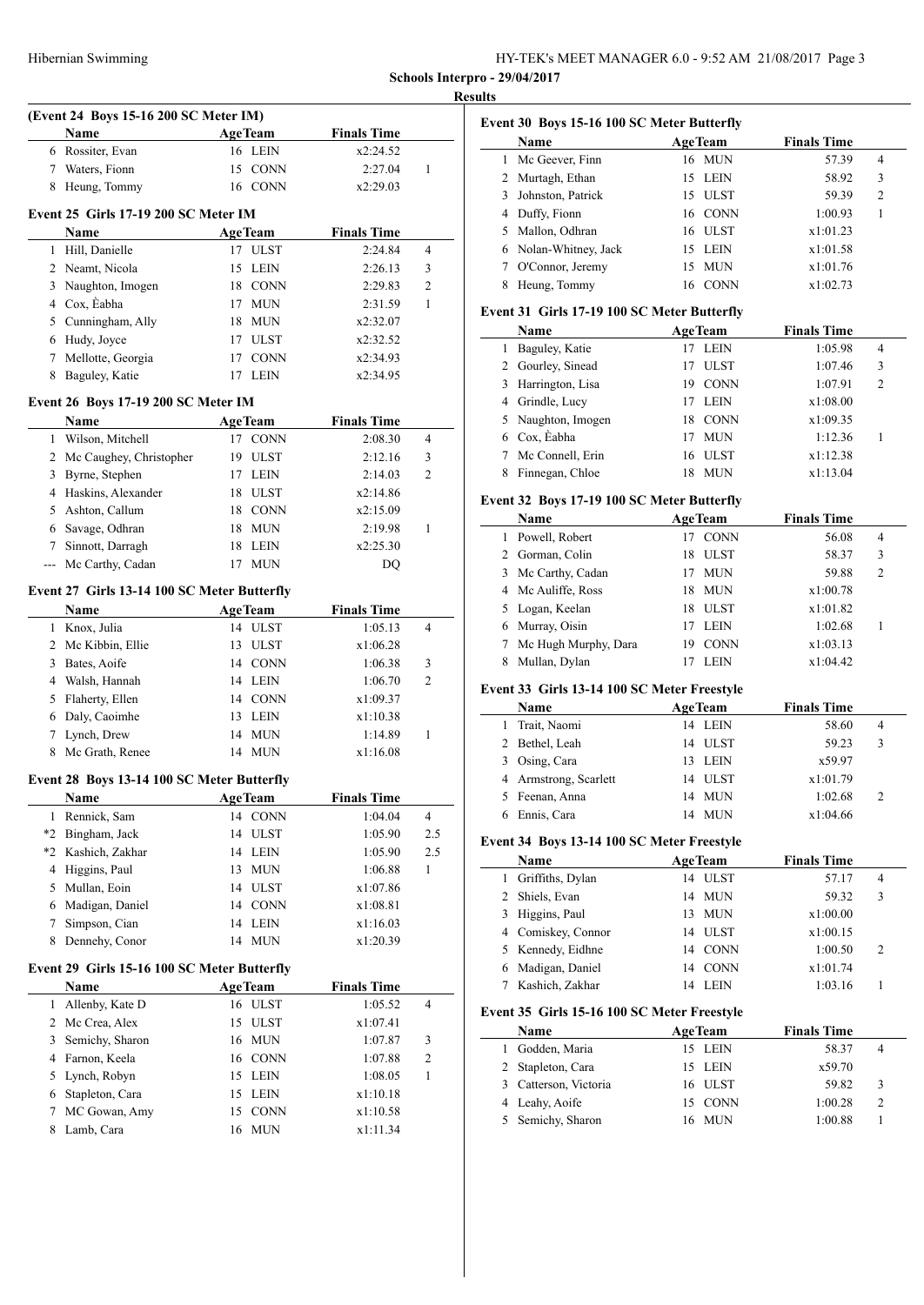**Schools Interpro - 29/04/2017**

**Results**

### (Event 24 Boys 15-16 200 SC Meter IM)

| | Name | Age | Team | Finals Time | |
|---|---|---|---|---|---|
| 6 | Rossiter, Evan | 16 | LEIN | x2:24.52 | |
| 7 | Waters, Fionn | 15 | CONN | 2:27.04 | 1 |
| 8 | Heung, Tommy | 16 | CONN | x2:29.03 | |

### Event 25 Girls 17-19 200 SC Meter IM

| | Name | Age | Team | Finals Time | |
|---|---|---|---|---|---|
| 1 | Hill, Danielle | 17 | ULST | 2:24.84 | 4 |
| 2 | Neamt, Nicola | 15 | LEIN | 2:26.13 | 3 |
| 3 | Naughton, Imogen | 18 | CONN | 2:29.83 | 2 |
| 4 | Cox, Èabha | 17 | MUN | 2:31.59 | 1 |
| 5 | Cunningham, Ally | 18 | MUN | x2:32.07 | |
| 6 | Hudy, Joyce | 17 | ULST | x2:32.52 | |
| 7 | Mellotte, Georgia | 17 | CONN | x2:34.93 | |
| 8 | Baguley, Katie | 17 | LEIN | x2:34.95 | |

### Event 26 Boys 17-19 200 SC Meter IM

| | Name | Age | Team | Finals Time | |
|---|---|---|---|---|---|
| 1 | Wilson, Mitchell | 17 | CONN | 2:08.30 | 4 |
| 2 | Mc Caughey, Christopher | 19 | ULST | 2:12.16 | 3 |
| 3 | Byrne, Stephen | 17 | LEIN | 2:14.03 | 2 |
| 4 | Haskins, Alexander | 18 | ULST | x2:14.86 | |
| 5 | Ashton, Callum | 18 | CONN | x2:15.09 | |
| 6 | Savage, Odhran | 18 | MUN | 2:19.98 | 1 |
| 7 | Sinnott, Darragh | 18 | LEIN | x2:25.30 | |
| --- | Mc Carthy, Cadan | 17 | MUN | DQ | |

### Event 27 Girls 13-14 100 SC Meter Butterfly

| | Name | Age | Team | Finals Time | |
|---|---|---|---|---|---|
| 1 | Knox, Julia | 14 | ULST | 1:05.13 | 4 |
| 2 | Mc Kibbin, Ellie | 13 | ULST | x1:06.28 | |
| 3 | Bates, Aoife | 14 | CONN | 1:06.38 | 3 |
| 4 | Walsh, Hannah | 14 | LEIN | 1:06.70 | 2 |
| 5 | Flaherty, Ellen | 14 | CONN | x1:09.37 | |
| 6 | Daly, Caoimhe | 13 | LEIN | x1:10.38 | |
| 7 | Lynch, Drew | 14 | MUN | 1:14.89 | 1 |
| 8 | Mc Grath, Renee | 14 | MUN | x1:16.08 | |

### Event 28 Boys 13-14 100 SC Meter Butterfly

| | Name | Age | Team | Finals Time | |
|---|---|---|---|---|---|
| 1 | Rennick, Sam | 14 | CONN | 1:04.04 | 4 |
| *2 | Bingham, Jack | 14 | ULST | 1:05.90 | 2.5 |
| *2 | Kashich, Zakhar | 14 | LEIN | 1:05.90 | 2.5 |
| 4 | Higgins, Paul | 13 | MUN | 1:06.88 | 1 |
| 5 | Mullan, Eoin | 14 | ULST | x1:07.86 | |
| 6 | Madigan, Daniel | 14 | CONN | x1:08.81 | |
| 7 | Simpson, Cian | 14 | LEIN | x1:16.03 | |
| 8 | Dennehy, Conor | 14 | MUN | x1:20.39 | |

### Event 29 Girls 15-16 100 SC Meter Butterfly

| | Name | Age | Team | Finals Time | |
|---|---|---|---|---|---|
| 1 | Allenby, Kate D | 16 | ULST | 1:05.52 | 4 |
| 2 | Mc Crea, Alex | 15 | ULST | x1:07.41 | |
| 3 | Semichy, Sharon | 16 | MUN | 1:07.87 | 3 |
| 4 | Farnon, Keela | 16 | CONN | 1:07.88 | 2 |
| 5 | Lynch, Robyn | 15 | LEIN | 1:08.05 | 1 |
| 6 | Stapleton, Cara | 15 | LEIN | x1:10.18 | |
| 7 | MC Gowan, Amy | 15 | CONN | x1:10.58 | |
| 8 | Lamb, Cara | 16 | MUN | x1:11.34 | |

### Event 30 Boys 15-16 100 SC Meter Butterfly

| | Name | Age | Team | Finals Time | |
|---|---|---|---|---|---|
| 1 | Mc Geever, Finn | 16 | MUN | 57.39 | 4 |
| 2 | Murtagh, Ethan | 15 | LEIN | 58.92 | 3 |
| 3 | Johnston, Patrick | 15 | ULST | 59.39 | 2 |
| 4 | Duffy, Fionn | 16 | CONN | 1:00.93 | 1 |
| 5 | Mallon, Odhran | 16 | ULST | x1:01.23 | |
| 6 | Nolan-Whitney, Jack | 15 | LEIN | x1:01.58 | |
| 7 | O'Connor, Jeremy | 15 | MUN | x1:01.76 | |
| 8 | Heung, Tommy | 16 | CONN | x1:02.73 | |

### Event 31 Girls 17-19 100 SC Meter Butterfly

| | Name | Age | Team | Finals Time | |
|---|---|---|---|---|---|
| 1 | Baguley, Katie | 17 | LEIN | 1:05.98 | 4 |
| 2 | Gourley, Sinead | 17 | ULST | 1:07.46 | 3 |
| 3 | Harrington, Lisa | 19 | CONN | 1:07.91 | 2 |
| 4 | Grindle, Lucy | 17 | LEIN | x1:08.00 | |
| 5 | Naughton, Imogen | 18 | CONN | x1:09.35 | |
| 6 | Cox, Èabha | 17 | MUN | 1:12.36 | 1 |
| 7 | Mc Connell, Erin | 16 | ULST | x1:12.38 | |
| 8 | Finnegan, Chloe | 18 | MUN | x1:13.04 | |

### Event 32 Boys 17-19 100 SC Meter Butterfly

| | Name | Age | Team | Finals Time | |
|---|---|---|---|---|---|
| 1 | Powell, Robert | 17 | CONN | 56.08 | 4 |
| 2 | Gorman, Colin | 18 | ULST | 58.37 | 3 |
| 3 | Mc Carthy, Cadan | 17 | MUN | 59.88 | 2 |
| 4 | Mc Auliffe, Ross | 18 | MUN | x1:00.78 | |
| 5 | Logan, Keelan | 18 | ULST | x1:01.82 | |
| 6 | Murray, Oisin | 17 | LEIN | 1:02.68 | 1 |
| 7 | Mc Hugh Murphy, Dara | 19 | CONN | x1:03.13 | |
| 8 | Mullan, Dylan | 17 | LEIN | x1:04.42 | |

### Event 33 Girls 13-14 100 SC Meter Freestyle

| | Name | Age | Team | Finals Time | |
|---|---|---|---|---|---|
| 1 | Trait, Naomi | 14 | LEIN | 58.60 | 4 |
| 2 | Bethel, Leah | 14 | ULST | 59.23 | 3 |
| 3 | Osing, Cara | 13 | LEIN | x59.97 | |
| 4 | Armstrong, Scarlett | 14 | ULST | x1:01.79 | |
| 5 | Feenan, Anna | 14 | MUN | 1:02.68 | 2 |
| 6 | Ennis, Cara | 14 | MUN | x1:04.66 | |

### Event 34 Boys 13-14 100 SC Meter Freestyle

| | Name | Age | Team | Finals Time | |
|---|---|---|---|---|---|
| 1 | Griffiths, Dylan | 14 | ULST | 57.17 | 4 |
| 2 | Shiels, Evan | 14 | MUN | 59.32 | 3 |
| 3 | Higgins, Paul | 13 | MUN | x1:00.00 | |
| 4 | Comiskey, Connor | 14 | ULST | x1:00.15 | |
| 5 | Kennedy, Eidhne | 14 | CONN | 1:00.50 | 2 |
| 6 | Madigan, Daniel | 14 | CONN | x1:01.74 | |
| 7 | Kashich, Zakhar | 14 | LEIN | 1:03.16 | 1 |

### Event 35 Girls 15-16 100 SC Meter Freestyle

| | Name | Age | Team | Finals Time | |
|---|---|---|---|---|---|
| 1 | Godden, Maria | 15 | LEIN | 58.37 | 4 |
| 2 | Stapleton, Cara | 15 | LEIN | x59.70 | |
| 3 | Catterson, Victoria | 16 | ULST | 59.82 | 3 |
| 4 | Leahy, Aoife | 15 | CONN | 1:00.28 | 2 |
| 5 | Semichy, Sharon | 16 | MUN | 1:00.88 | 1 |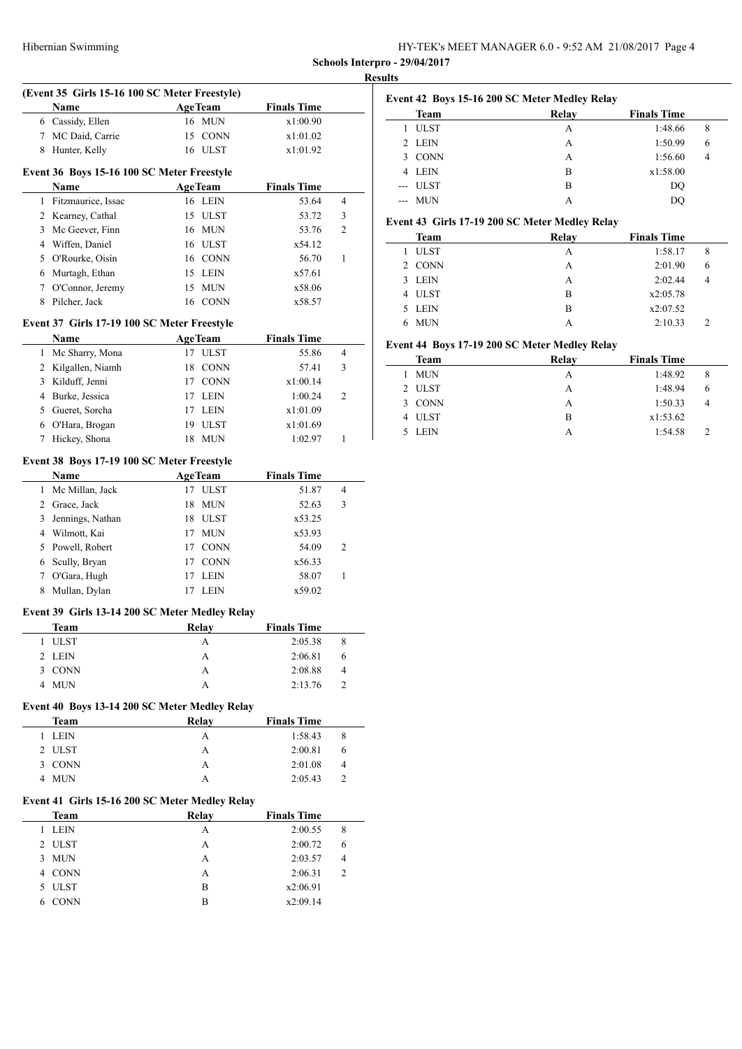**Schools Interpro - 29/04/2017**

**Results**

### (Event 35 Girls 15-16 100 SC Meter Freestyle)

| | Name | Age | Team | Finals Time | |
|---|---|---|---|---|---|
| 6 | Cassidy, Ellen | 16 | MUN | x1:00.90 | |
| 7 | MC Daid, Carrie | 15 | CONN | x1:01.02 | |
| 8 | Hunter, Kelly | 16 | ULST | x1:01.92 | |

### Event 36 Boys 15-16 100 SC Meter Freestyle

| | Name | Age | Team | Finals Time | |
|---|---|---|---|---|---|
| 1 | Fitzmaurice, Issac | 16 | LEIN | 53.64 | 4 |
| 2 | Kearney, Cathal | 15 | ULST | 53.72 | 3 |
| 3 | Mc Geever, Finn | 16 | MUN | 53.76 | 2 |
| 4 | Wiffen, Daniel | 16 | ULST | x54.12 | |
| 5 | O'Rourke, Oisín | 16 | CONN | 56.70 | 1 |
| 6 | Murtagh, Ethan | 15 | LEIN | x57.61 | |
| 7 | O'Connor, Jeremy | 15 | MUN | x58.06 | |
| 8 | Pilcher, Jack | 16 | CONN | x58.57 | |

### Event 37 Girls 17-19 100 SC Meter Freestyle

| | Name | Age | Team | Finals Time | |
|---|---|---|---|---|---|
| 1 | Mc Sharry, Mona | 17 | ULST | 55.86 | 4 |
| 2 | Kilgallen, Niamh | 18 | CONN | 57.41 | 3 |
| 3 | Kilduff, Jenni | 17 | CONN | x1:00.14 | |
| 4 | Burke, Jessica | 17 | LEIN | 1:00.24 | 2 |
| 5 | Gueret, Sorcha | 17 | LEIN | x1:01.09 | |
| 6 | O'Hara, Brogan | 19 | ULST | x1:01.69 | |
| 7 | Hickey, Shona | 18 | MUN | 1:02.97 | 1 |

### Event 38 Boys 17-19 100 SC Meter Freestyle

| | Name | Age | Team | Finals Time | |
|---|---|---|---|---|---|
| 1 | Mc Millan, Jack | 17 | ULST | 51.87 | 4 |
| 2 | Grace, Jack | 18 | MUN | 52.63 | 3 |
| 3 | Jennings, Nathan | 18 | ULST | x53.25 | |
| 4 | Wilmott, Kai | 17 | MUN | x53.93 | |
| 5 | Powell, Robert | 17 | CONN | 54.09 | 2 |
| 6 | Scully, Bryan | 17 | CONN | x56.33 | |
| 7 | O'Gara, Hugh | 17 | LEIN | 58.07 | 1 |
| 8 | Mullan, Dylan | 17 | LEIN | x59.02 | |

### Event 39 Girls 13-14 200 SC Meter Medley Relay

| | Team | Relay | Finals Time | |
|---|---|---|---|---|
| 1 | ULST | A | 2:05.38 | 8 |
| 2 | LEIN | A | 2:06.81 | 6 |
| 3 | CONN | A | 2:08.88 | 4 |
| 4 | MUN | A | 2:13.76 | 2 |

### Event 40 Boys 13-14 200 SC Meter Medley Relay

| | Team | Relay | Finals Time | |
|---|---|---|---|---|
| 1 | LEIN | A | 1:58.43 | 8 |
| 2 | ULST | A | 2:00.81 | 6 |
| 3 | CONN | A | 2:01.08 | 4 |
| 4 | MUN | A | 2:05.43 | 2 |

### Event 41 Girls 15-16 200 SC Meter Medley Relay

| | Team | Relay | Finals Time | |
|---|---|---|---|---|
| 1 | LEIN | A | 2:00.55 | 8 |
| 2 | ULST | A | 2:00.72 | 6 |
| 3 | MUN | A | 2:03.57 | 4 |
| 4 | CONN | A | 2:06.31 | 2 |
| 5 | ULST | B | x2:06.91 | |
| 6 | CONN | B | x2:09.14 | |

### Event 42 Boys 15-16 200 SC Meter Medley Relay

| | Team | Relay | Finals Time | |
|---|---|---|---|---|
| 1 | ULST | A | 1:48.66 | 8 |
| 2 | LEIN | A | 1:50.99 | 6 |
| 3 | CONN | A | 1:56.60 | 4 |
| 4 | LEIN | B | x1:58.00 | |
| --- | ULST | B | DQ | |
| --- | MUN | A | DQ | |

### Event 43 Girls 17-19 200 SC Meter Medley Relay

| | Team | Relay | Finals Time | |
|---|---|---|---|---|
| 1 | ULST | A | 1:58.17 | 8 |
| 2 | CONN | A | 2:01.90 | 6 |
| 3 | LEIN | A | 2:02.44 | 4 |
| 4 | ULST | B | x2:05.78 | |
| 5 | LEIN | B | x2:07.52 | |
| 6 | MUN | A | 2:10.33 | 2 |

### Event 44 Boys 17-19 200 SC Meter Medley Relay

| | Team | Relay | Finals Time | |
|---|---|---|---|---|
| 1 | MUN | A | 1:48.92 | 8 |
| 2 | ULST | A | 1:48.94 | 6 |
| 3 | CONN | A | 1:50.33 | 4 |
| 4 | ULST | B | x1:53.62 | |
| 5 | LEIN | A | 1:54.58 | 2 |